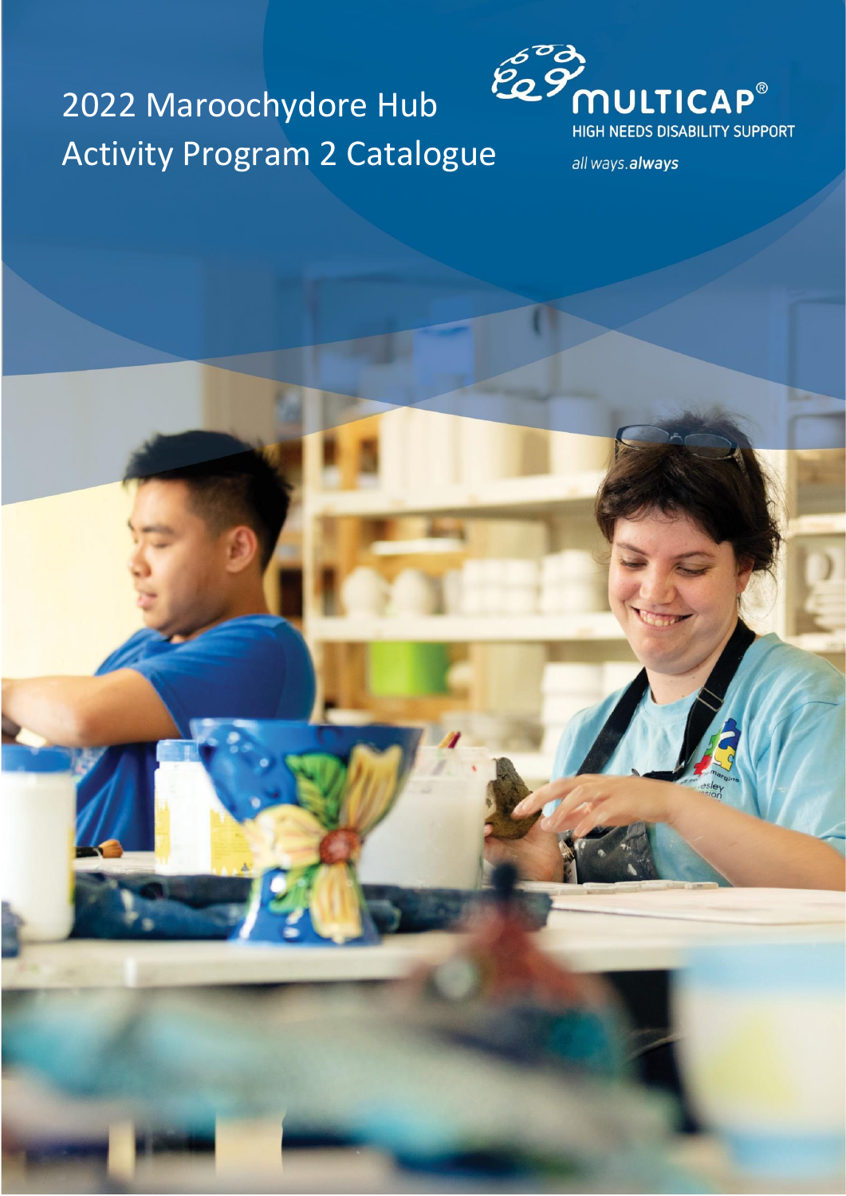# 2022 Maroochydore Hub Activity Program 2 Catalogue

MULTICAP®

HIGH NEEDS DISABILITY SUPPORT

*all ways.* ***always***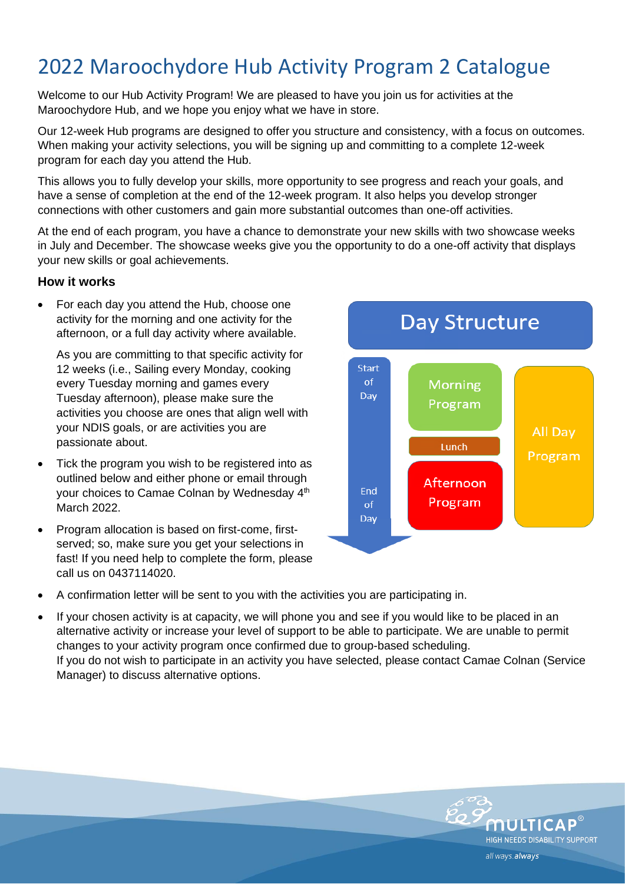# 2022 Maroochydore Hub Activity Program 2 Catalogue

Welcome to our Hub Activity Program! We are pleased to have you join us for activities at the Maroochydore Hub, and we hope you enjoy what we have in store.

Our 12-week Hub programs are designed to offer you structure and consistency, with a focus on outcomes. When making your activity selections, you will be signing up and committing to a complete 12-week program for each day you attend the Hub.

This allows you to fully develop your skills, more opportunity to see progress and reach your goals, and have a sense of completion at the end of the 12-week program. It also helps you develop stronger connections with other customers and gain more substantial outcomes than one-off activities.

At the end of each program, you have a chance to demonstrate your new skills with two showcase weeks in July and December. The showcase weeks give you the opportunity to do a one-off activity that displays your new skills or goal achievements.

### How it works

- For each day you attend the Hub, choose one activity for the morning and one activity for the afternoon, or a full day activity where available.

  As you are committing to that specific activity for 12 weeks (i.e., Sailing every Monday, cooking every Tuesday morning and games every Tuesday afternoon), please make sure the activities you choose are ones that align well with your NDIS goals, or are activities you are passionate about.

- Tick the program you wish to be registered into as outlined below and either phone or email through your choices to Camae Colnan by Wednesday 4th March 2022.
- Program allocation is based on first-come, first-served; so, make sure you get your selections in fast! If you need help to complete the form, please call us on 0437114020.
- A confirmation letter will be sent to you with the activities you are participating in.
- If your chosen activity is at capacity, we will phone you and see if you would like to be placed in an alternative activity or increase your level of support to be able to participate. We are unable to permit changes to your activity program once confirmed due to group-based scheduling.
  If you do not wish to participate in an activity you have selected, please contact Camae Colnan (Service Manager) to discuss alternative options.

**Day Structure**

Start of Day → Morning Program → Lunch → Afternoon Program → End of Day

All Day Program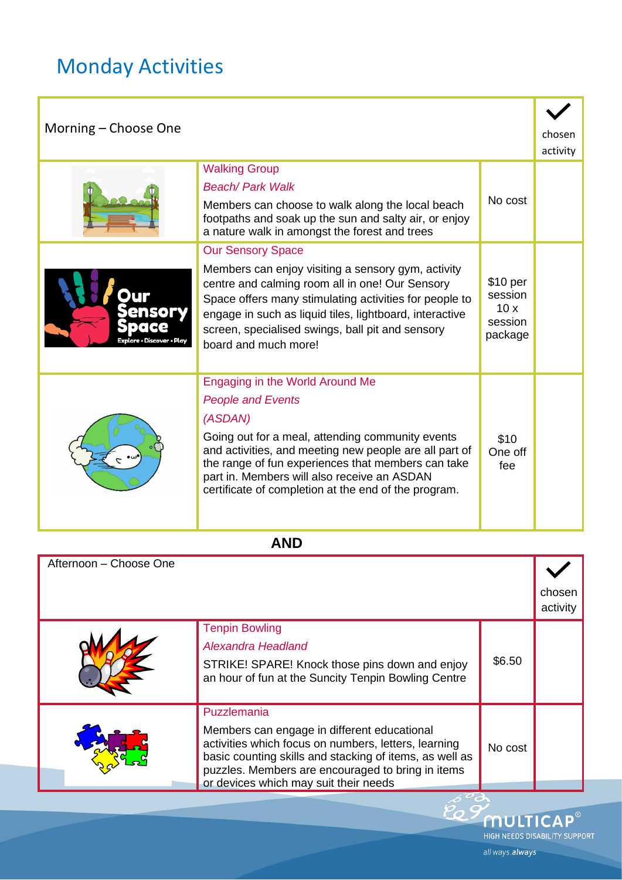# Monday Activities

| Morning – Choose One | | | ✓ chosen activity |
|---|---|---|---|
| | Walking Group<br>*Beach/ Park Walk*<br>Members can choose to walk along the local beach footpaths and soak up the sun and salty air, or enjoy a nature walk in amongst the forest and trees | No cost | |
| | Our Sensory Space<br>Members can enjoy visiting a sensory gym, activity centre and calming room all in one! Our Sensory Space offers many stimulating activities for people to engage in such as liquid tiles, lightboard, interactive screen, specialised swings, ball pit and sensory board and much more! | $10 per session<br>10 x session package | |
| | Engaging in the World Around Me<br>*People and Events*<br>*(ASDAN)*<br>Going out for a meal, attending community events and activities, and meeting new people are all part of the range of fun experiences that members can take part in. Members will also receive an ASDAN certificate of completion at the end of the program. | $10<br>One off fee | |

**AND**

| Afternoon – Choose One | | | ✓ chosen activity |
|---|---|---|---|
| | Tenpin Bowling<br>*Alexandra Headland*<br>STRIKE! SPARE! Knock those pins down and enjoy an hour of fun at the Suncity Tenpin Bowling Centre | $6.50 | |
| | Puzzlemania<br>Members can engage in different educational activities which focus on numbers, letters, learning basic counting skills and stacking of items, as well as puzzles. Members are encouraged to bring in items or devices which may suit their needs | No cost | |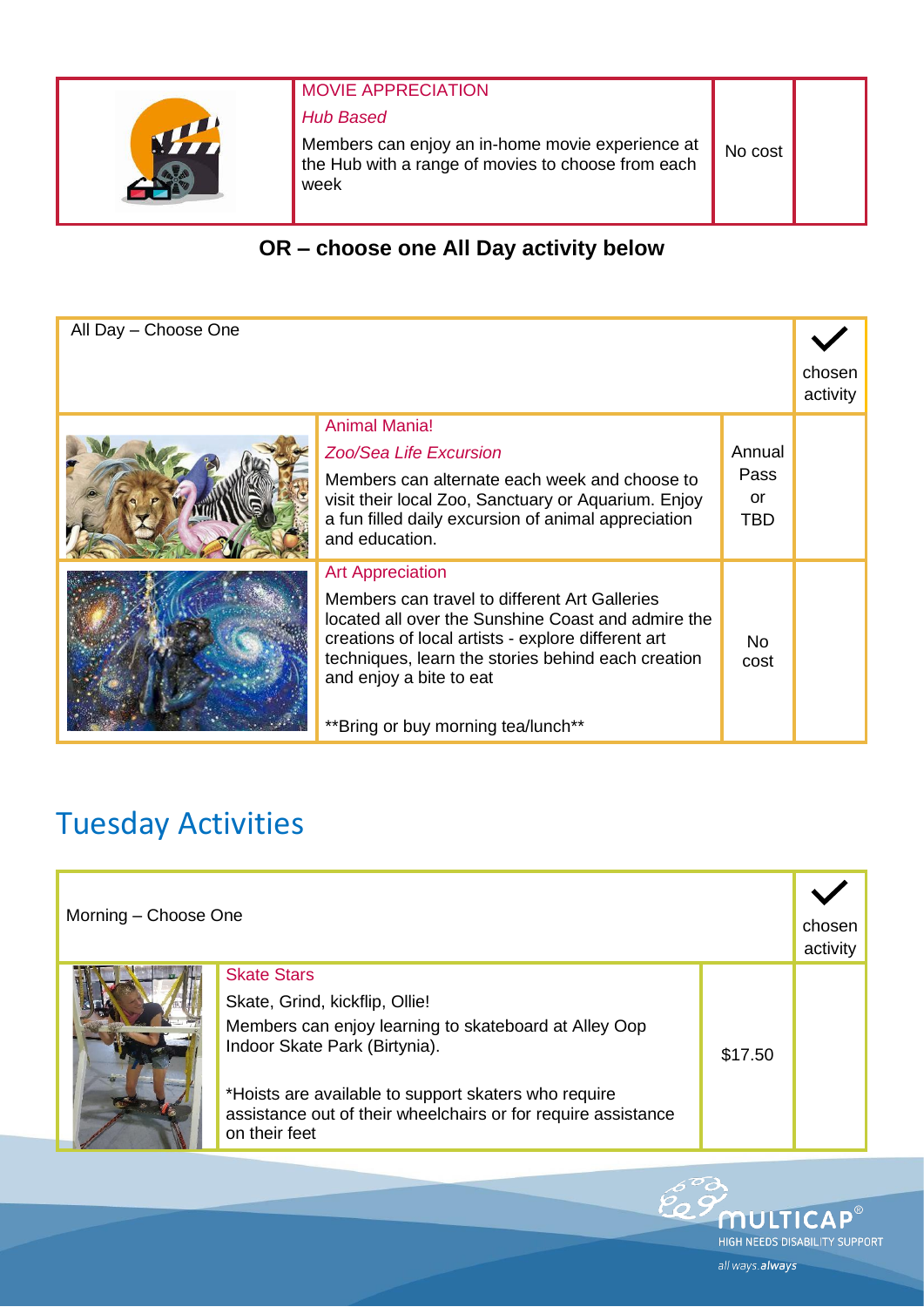| | MOVIE APPRECIATION<br>*Hub Based*<br>Members can enjoy an in-home movie experience at the Hub with a range of movies to choose from each week | No cost | |
|---|---|---|---|

**OR – choose one All Day activity below**

| All Day – Choose One | | | ✓ chosen activity |
|---|---|---|---|
| | Animal Mania!<br>*Zoo/Sea Life Excursion*<br>Members can alternate each week and choose to visit their local Zoo, Sanctuary or Aquarium. Enjoy a fun filled daily excursion of animal appreciation and education. | Annual Pass or TBD | |
| | Art Appreciation<br>Members can travel to different Art Galleries located all over the Sunshine Coast and admire the creations of local artists - explore different art techniques, learn the stories behind each creation and enjoy a bite to eat<br><br>**Bring or buy morning tea/lunch** | No cost | |

# Tuesday Activities

| Morning – Choose One | | | ✓ chosen activity |
|---|---|---|---|
| | Skate Stars<br>Skate, Grind, kickflip, Ollie!<br>Members can enjoy learning to skateboard at Alley Oop Indoor Skate Park (Birtynia).<br><br>*Hoists are available to support skaters who require assistance out of their wheelchairs or for require assistance on their feet | $17.50 | |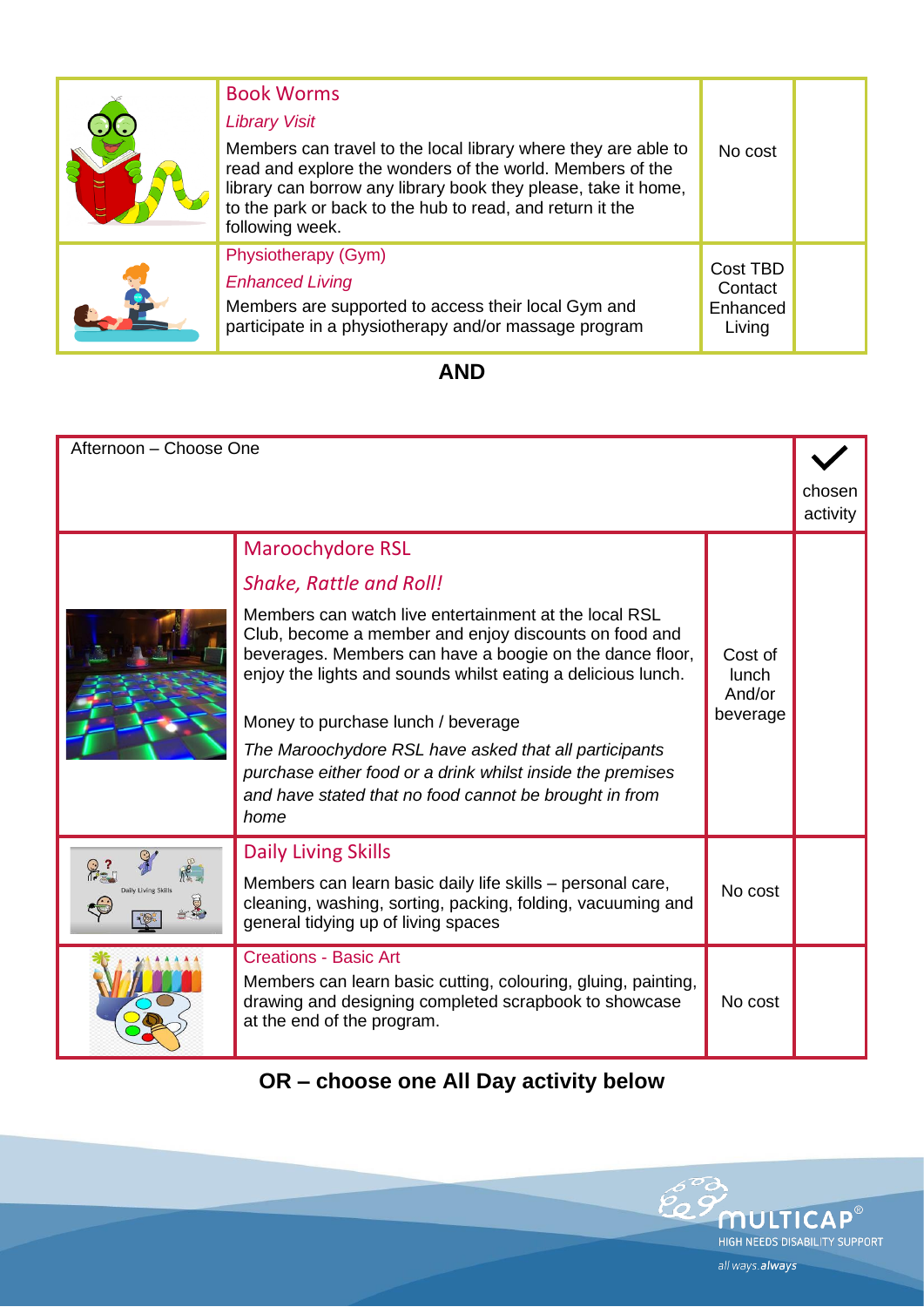| | Activity | Cost | |
|---|---|---|---|
| | Book Worms<br>*Library Visit*<br>Members can travel to the local library where they are able to read and explore the wonders of the world. Members of the library can borrow any library book they please, take it home, to the park or back to the hub to read, and return it the following week. | No cost | |
| | Physiotherapy (Gym)<br>*Enhanced Living*<br>Members are supported to access their local Gym and participate in a physiotherapy and/or massage program | Cost TBD Contact Enhanced Living | |

**AND**

| Afternoon – Choose One | | | ✓ chosen activity |
|---|---|---|---|
| | Maroochydore RSL<br>*Shake, Rattle and Roll!*<br>Members can watch live entertainment at the local RSL Club, become a member and enjoy discounts on food and beverages. Members can have a boogie on the dance floor, enjoy the lights and sounds whilst eating a delicious lunch.<br>Money to purchase lunch / beverage<br>*The Maroochydore RSL have asked that all participants purchase either food or a drink whilst inside the premises and have stated that no food cannot be brought in from home* | Cost of lunch And/or beverage | |
| | Daily Living Skills<br>Members can learn basic daily life skills – personal care, cleaning, washing, sorting, packing, folding, vacuuming and general tidying up of living spaces | No cost | |
| | Creations - Basic Art<br>Members can learn basic cutting, colouring, gluing, painting, drawing and designing completed scrapbook to showcase at the end of the program. | No cost | |

**OR – choose one All Day activity below**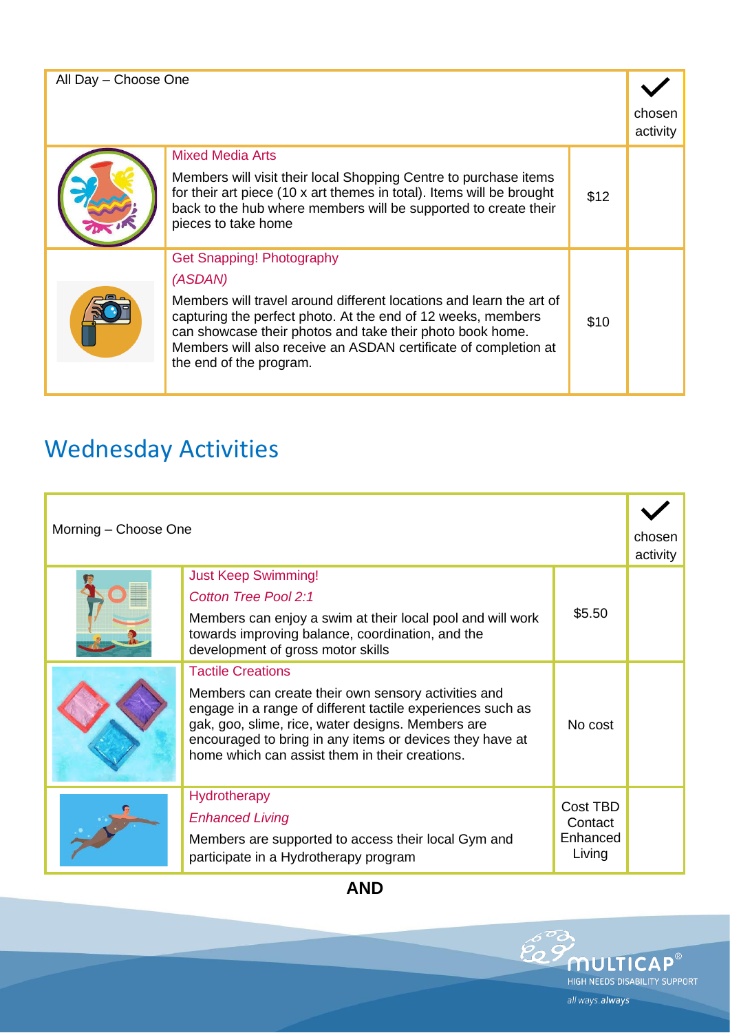| All Day – Choose One | | | ✓ chosen activity |
|---|---|---|---|
| | Mixed Media Arts<br><br>Members will visit their local Shopping Centre to purchase items for their art piece (10 x art themes in total). Items will be brought back to the hub where members will be supported to create their pieces to take home | $12 | |
| | Get Snapping! Photography<br>*(ASDAN)*<br><br>Members will travel around different locations and learn the art of capturing the perfect photo. At the end of 12 weeks, members can showcase their photos and take their photo book home. Members will also receive an ASDAN certificate of completion at the end of the program. | $10 | |

# Wednesday Activities

| Morning – Choose One | | | ✓ chosen activity |
|---|---|---|---|
| | Just Keep Swimming!<br>*Cotton Tree Pool 2:1*<br><br>Members can enjoy a swim at their local pool and will work towards improving balance, coordination, and the development of gross motor skills | $5.50 | |
| | Tactile Creations<br><br>Members can create their own sensory activities and engage in a range of different tactile experiences such as gak, goo, slime, rice, water designs. Members are encouraged to bring in any items or devices they have at home which can assist them in their creations. | No cost | |
| | Hydrotherapy<br>*Enhanced Living*<br><br>Members are supported to access their local Gym and participate in a Hydrotherapy program | Cost TBD Contact Enhanced Living | |

**AND**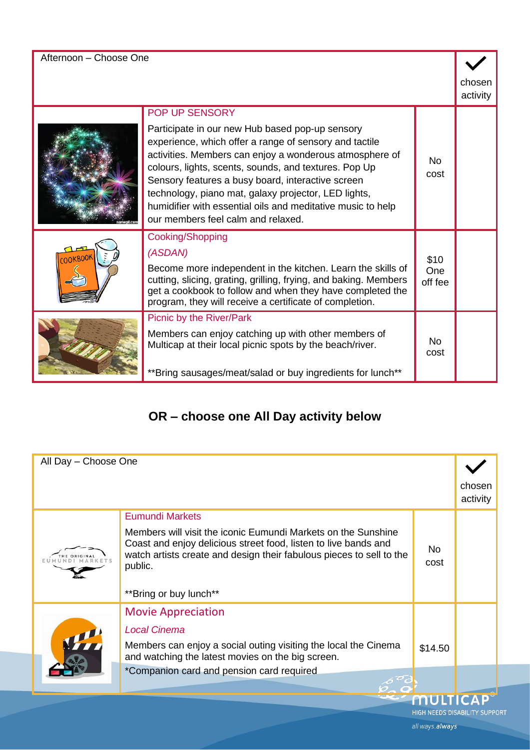| Afternoon – Choose One | | | ✓ chosen activity |
|---|---|---|---|
| | POP UP SENSORY<br>Participate in our new Hub based pop-up sensory experience, which offer a range of sensory and tactile activities. Members can enjoy a wonderous atmosphere of colours, lights, scents, sounds, and textures. Pop Up Sensory features a busy board, interactive screen technology, piano mat, galaxy projector, LED lights, humidifier with essential oils and meditative music to help our members feel calm and relaxed. | No cost | |
| | Cooking/Shopping<br>*(ASDAN)*<br>Become more independent in the kitchen. Learn the skills of cutting, slicing, grating, grilling, frying, and baking. Members get a cookbook to follow and when they have completed the program, they will receive a certificate of completion. | $10 One off fee | |
| | Picnic by the River/Park<br>Members can enjoy catching up with other members of Multicap at their local picnic spots by the beach/river.<br>**Bring sausages/meat/salad or buy ingredients for lunch** | No cost | |

## OR – choose one All Day activity below

| All Day – Choose One | | | ✓ chosen activity |
|---|---|---|---|
| | Eumundi Markets<br>Members will visit the iconic Eumundi Markets on the Sunshine Coast and enjoy delicious street food, listen to live bands and watch artists create and design their fabulous pieces to sell to the public.<br>**Bring or buy lunch** | No cost | |
| | Movie Appreciation<br>*Local Cinema*<br>Members can enjoy a social outing visiting the local the Cinema and watching the latest movies on the big screen.<br>*Companion card and pension card required | $14.50 | |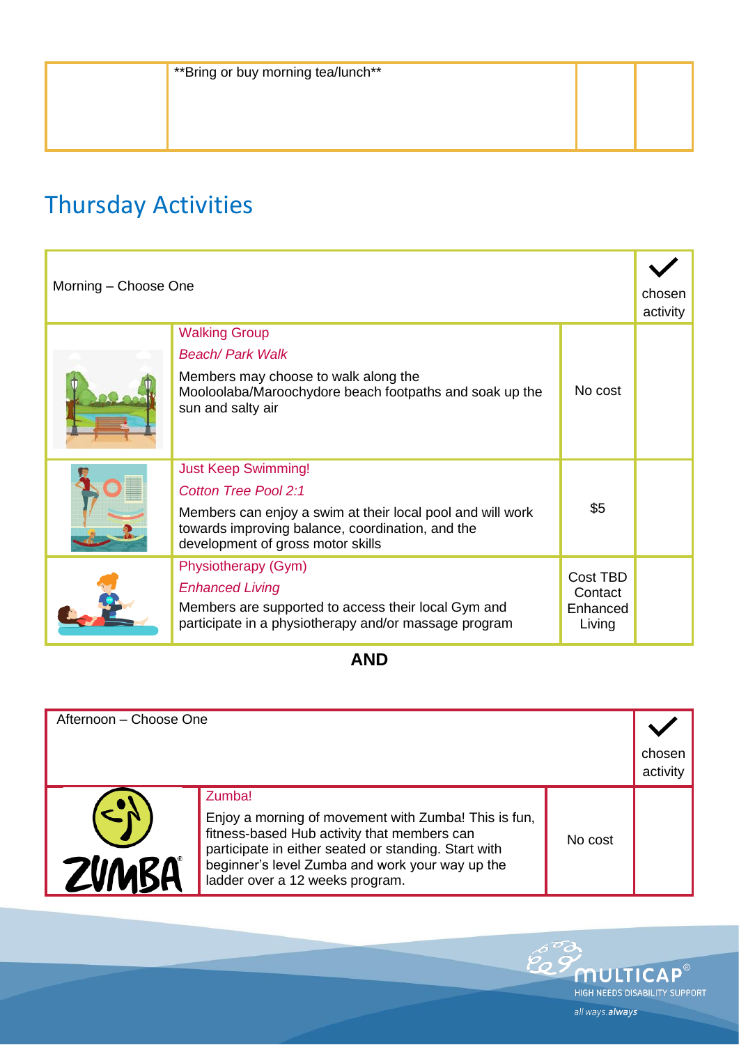| | **Bring or buy morning tea/lunch** | | |
|---|---|---|---|

## Thursday Activities

| Morning – Choose One | | | ✓ chosen activity |
|---|---|---|---|
| | Walking Group<br>*Beach/ Park Walk*<br>Members may choose to walk along the Mooloolaba/Maroochydore beach footpaths and soak up the sun and salty air | No cost | |
| | Just Keep Swimming!<br>*Cotton Tree Pool 2:1*<br>Members can enjoy a swim at their local pool and will work towards improving balance, coordination, and the development of gross motor skills | $5 | |
| | Physiotherapy (Gym)<br>*Enhanced Living*<br>Members are supported to access their local Gym and participate in a physiotherapy and/or massage program | Cost TBD Contact Enhanced Living | |

**AND**

| Afternoon – Choose One | | | ✓ chosen activity |
|---|---|---|---|
| | Zumba!<br>Enjoy a morning of movement with Zumba! This is fun, fitness-based Hub activity that members can participate in either seated or standing. Start with beginner's level Zumba and work your way up the ladder over a 12 weeks program. | No cost | |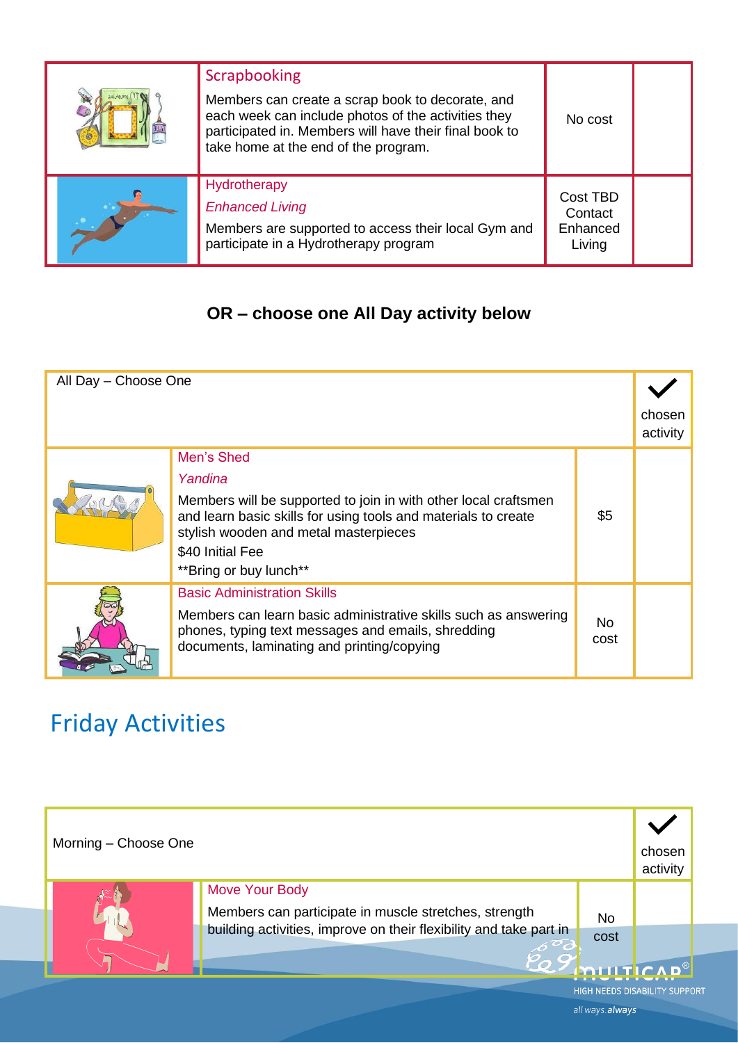| | Activity | Cost | |
|---|---|---|---|
| | Scrapbooking<br>Members can create a scrap book to decorate, and each week can include photos of the activities they participated in. Members will have their final book to take home at the end of the program. | No cost | |
| | Hydrotherapy<br>*Enhanced Living*<br>Members are supported to access their local Gym and participate in a Hydrotherapy program | Cost TBD Contact Enhanced Living | |

**OR – choose one All Day activity below**

| All Day – Choose One | | | ✓ chosen activity |
|---|---|---|---|
| | Men's Shed<br>*Yandina*<br>Members will be supported to join in with other local craftsmen and learn basic skills for using tools and materials to create stylish wooden and metal masterpieces<br>$40 Initial Fee<br>**Bring or buy lunch** | $5 | |
| | Basic Administration Skills<br>Members can learn basic administrative skills such as answering phones, typing text messages and emails, shredding documents, laminating and printing/copying | No cost | |

## Friday Activities

| Morning – Choose One | | | ✓ chosen activity |
|---|---|---|---|
| | Move Your Body<br>Members can participate in muscle stretches, strength building activities, improve on their flexibility and take part in | No cost | |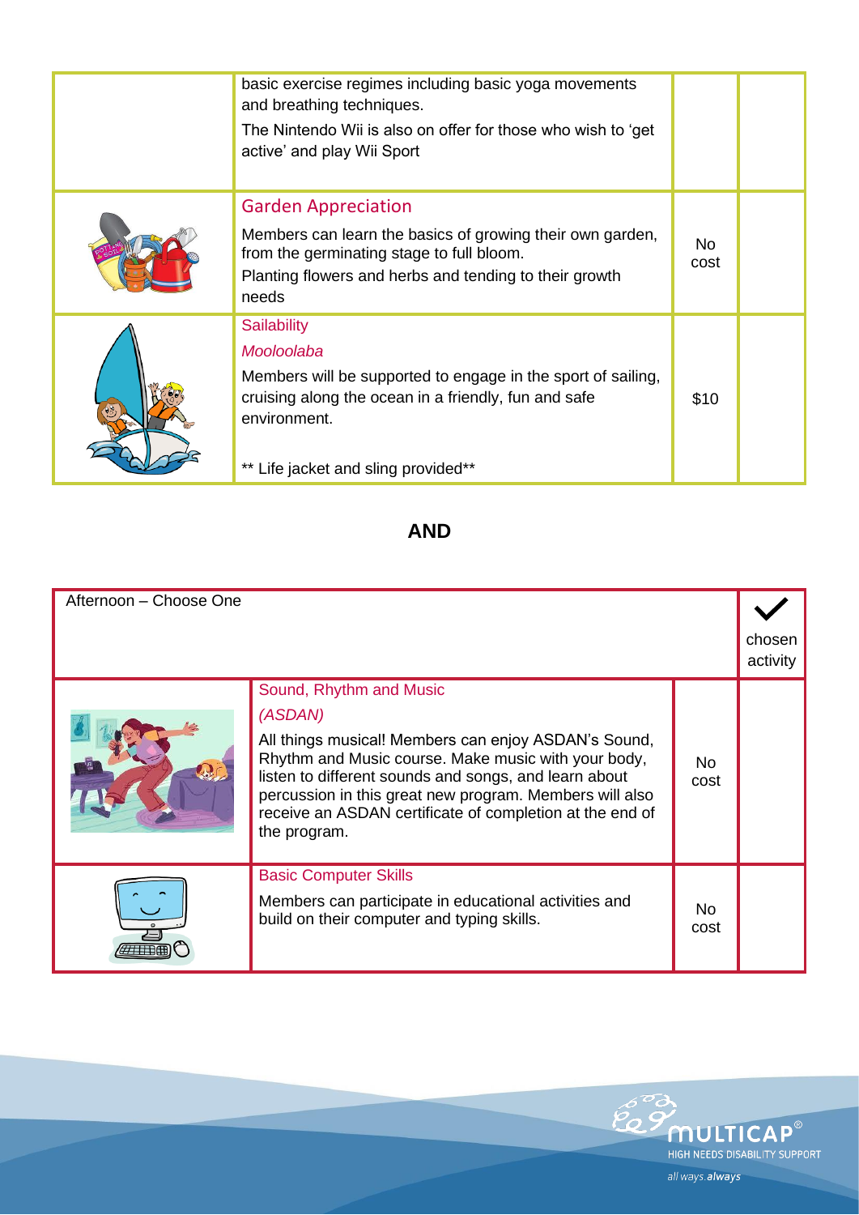| | | | |
|---|---|---|---|
| | basic exercise regimes including basic yoga movements and breathing techniques.<br>The Nintendo Wii is also on offer for those who wish to 'get active' and play Wii Sport | | |
| | Garden Appreciation<br>Members can learn the basics of growing their own garden, from the germinating stage to full bloom.<br>Planting flowers and herbs and tending to their growth needs | No cost | |
| | Sailability<br>*Mooloolaba*<br>Members will be supported to engage in the sport of sailing, cruising along the ocean in a friendly, fun and safe environment.<br>** Life jacket and sling provided** | $10 | |

**AND**

| Afternoon – Choose One | | | ✓ chosen activity |
|---|---|---|---|
| | Sound, Rhythm and Music<br>*(ASDAN)*<br>All things musical! Members can enjoy ASDAN's Sound, Rhythm and Music course. Make music with your body, listen to different sounds and songs, and learn about percussion in this great new program. Members will also receive an ASDAN certificate of completion at the end of the program. | No cost | |
| | Basic Computer Skills<br>Members can participate in educational activities and build on their computer and typing skills. | No cost | |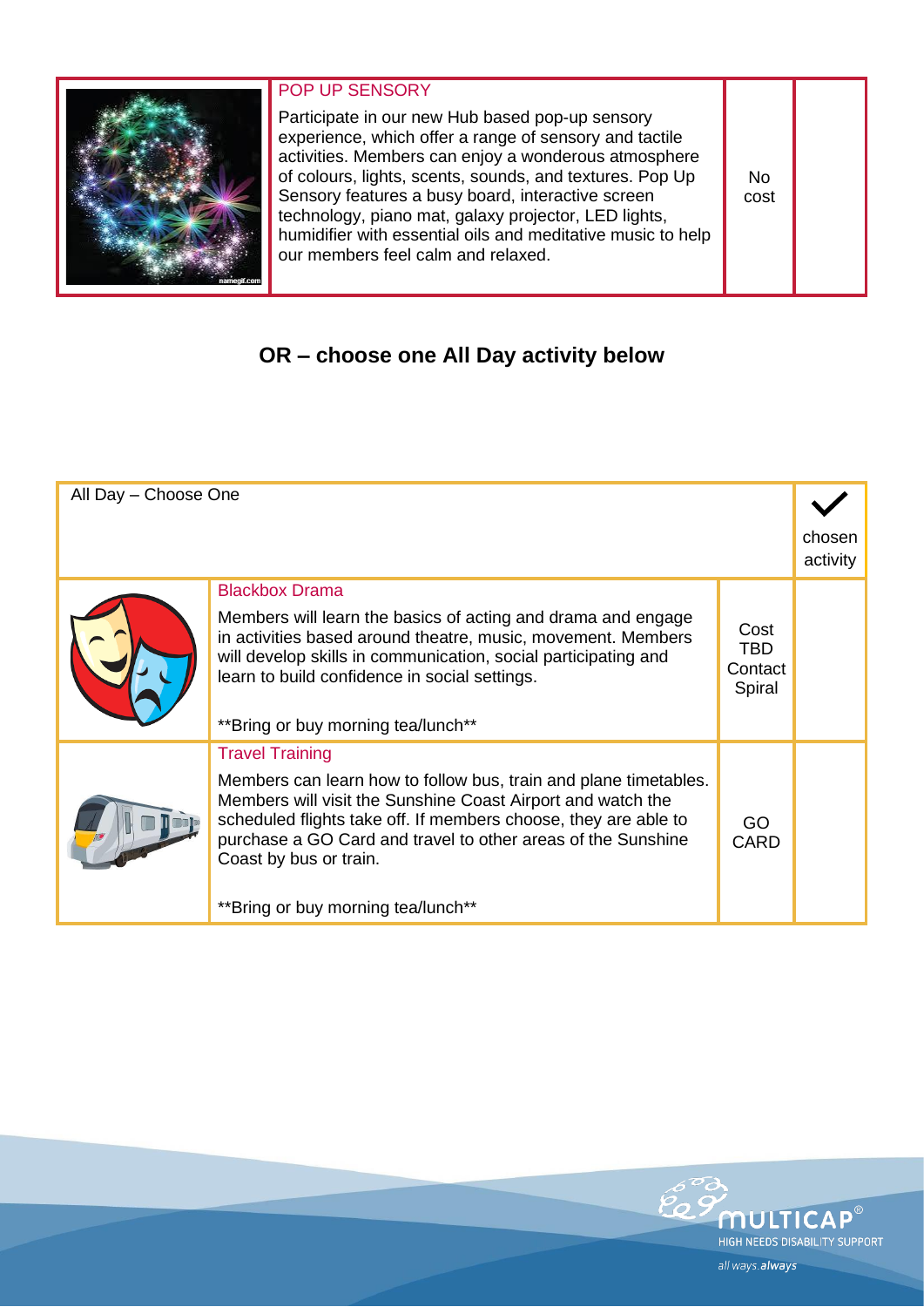| | POP UP SENSORY<br><br>Participate in our new Hub based pop-up sensory experience, which offer a range of sensory and tactile activities. Members can enjoy a wonderous atmosphere of colours, lights, scents, sounds, and textures. Pop Up Sensory features a busy board, interactive screen technology, piano mat, galaxy projector, LED lights, humidifier with essential oils and meditative music to help our members feel calm and relaxed. | No cost | |
|---|---|---|---|

## OR – choose one All Day activity below

| All Day – Choose One | | | ✓ chosen activity |
|---|---|---|---|
| | Blackbox Drama<br><br>Members will learn the basics of acting and drama and engage in activities based around theatre, music, movement. Members will develop skills in communication, social participating and learn to build confidence in social settings.<br><br>**Bring or buy morning tea/lunch** | Cost TBD Contact Spiral | |
| | Travel Training<br><br>Members can learn how to follow bus, train and plane timetables. Members will visit the Sunshine Coast Airport and watch the scheduled flights take off. If members choose, they are able to purchase a GO Card and travel to other areas of the Sunshine Coast by bus or train.<br><br>**Bring or buy morning tea/lunch** | GO CARD | |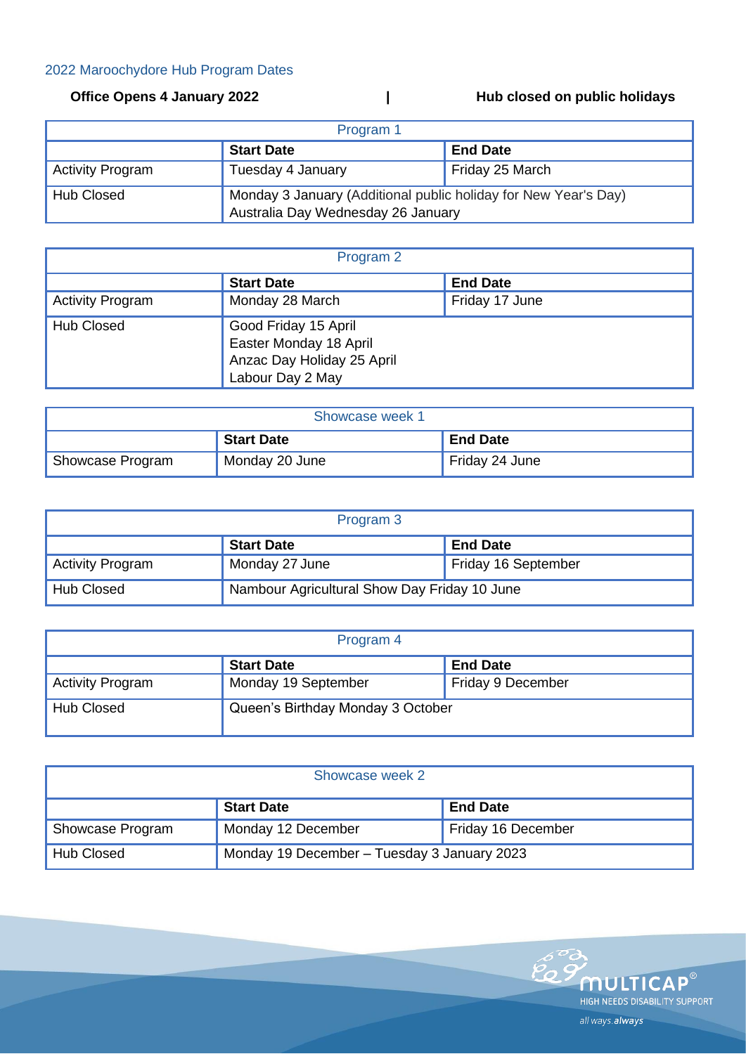## 2022 Maroochydore Hub Program Dates

**Office Opens 4 January 2022** | **Hub closed on public holidays**

| Program 1 | | |
|---|---|---|
| | **Start Date** | **End Date** |
| Activity Program | Tuesday 4 January | Friday 25 March |
| Hub Closed | Monday 3 January (Additional public holiday for New Year's Day)<br>Australia Day Wednesday 26 January | |

| Program 2 | | |
|---|---|---|
| | **Start Date** | **End Date** |
| Activity Program | Monday 28 March | Friday 17 June |
| Hub Closed | Good Friday 15 April<br>Easter Monday 18 April<br>Anzac Day Holiday 25 April<br>Labour Day 2 May | |

| Showcase week 1 | | |
|---|---|---|
| | **Start Date** | **End Date** |
| Showcase Program | Monday 20 June | Friday 24 June |

| Program 3 | | |
|---|---|---|
| | **Start Date** | **End Date** |
| Activity Program | Monday 27 June | Friday 16 September |
| Hub Closed | Nambour Agricultural Show Day Friday 10 June | |

| Program 4 | | |
|---|---|---|
| | **Start Date** | **End Date** |
| Activity Program | Monday 19 September | Friday 9 December |
| Hub Closed | Queen's Birthday Monday 3 October | |

| Showcase week 2 | | |
|---|---|---|
| | **Start Date** | **End Date** |
| Showcase Program | Monday 12 December | Friday 16 December |
| Hub Closed | Monday 19 December – Tuesday 3 January 2023 | |

MULTICAP®
HIGH NEEDS DISABILITY SUPPORT
*all ways. always*